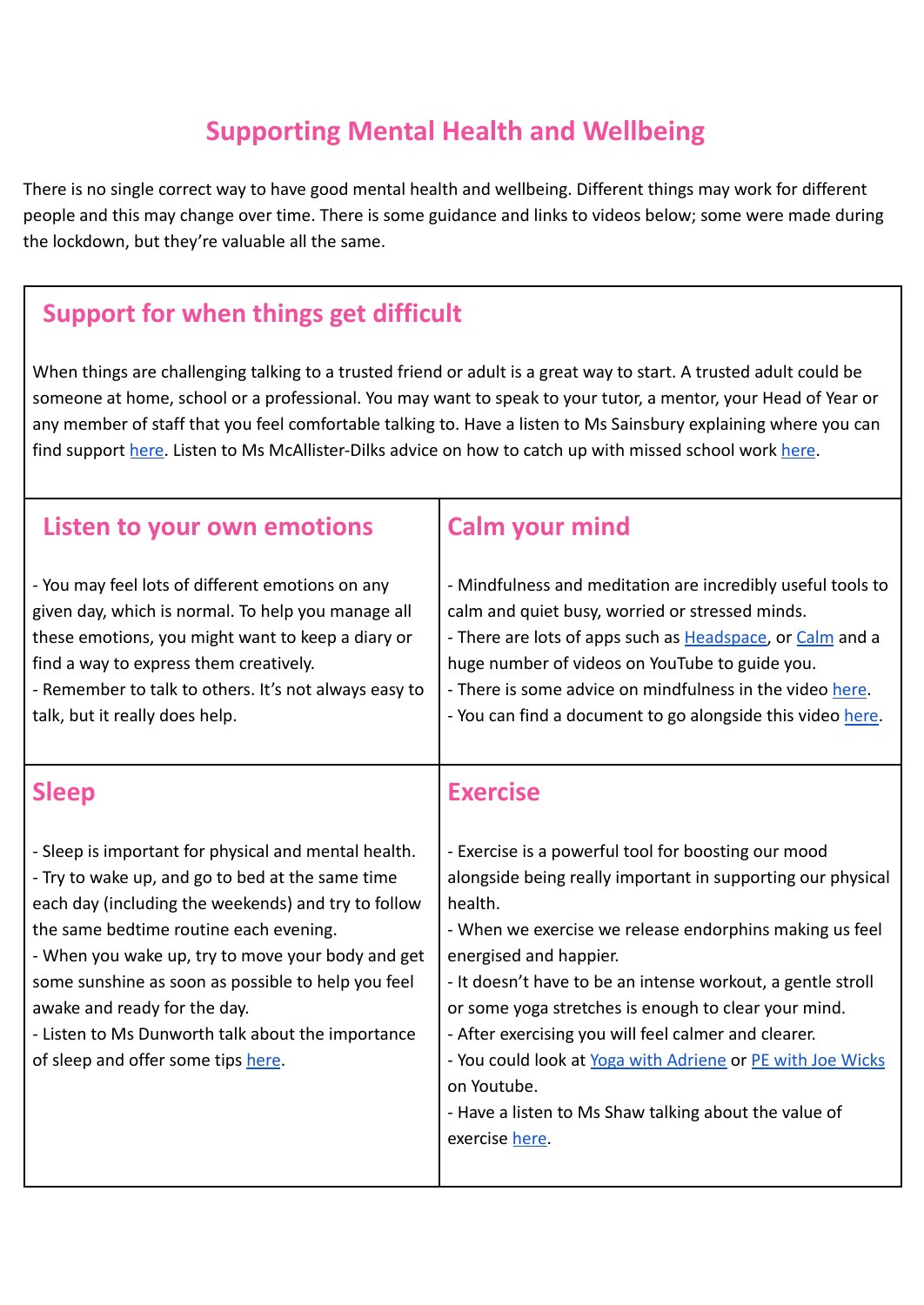# Supporting Mental Health and Wellbeing

There is no single correct way to have good mental health and wellbeing. Different things may work for different people and this may change over time. There is some guidance and links to videos below; some were made during the lockdown, but they're valuable all the same.

## Support for when things get difficult

When things are challenging talking to a trusted friend or adult is a great way to start. A trusted adult could be someone at home, school or a professional. You may want to speak to your tutor, a mentor, your Head of Year or any member of staff that you feel comfortable talking to. Have a listen to Ms Sainsbury explaining where you can find support here. Listen to Ms McAllister-Dilks advice on how to catch up with missed school work here.

## Listen to your own emotions

- You may feel lots of different emotions on any given day, which is normal. To help you manage all these emotions, you might want to keep a diary or find a way to express them creatively.
- Remember to talk to others. It's not always easy to talk, but it really does help.

## Calm your mind

- Mindfulness and meditation are incredibly useful tools to calm and quiet busy, worried or stressed minds.
- There are lots of apps such as Headspace, or Calm and a huge number of videos on YouTube to guide you.
- There is some advice on mindfulness in the video here.
- You can find a document to go alongside this video here.

## Sleep

- Sleep is important for physical and mental health.
- Try to wake up, and go to bed at the same time each day (including the weekends) and try to follow the same bedtime routine each evening.
- When you wake up, try to move your body and get some sunshine as soon as possible to help you feel awake and ready for the day.
- Listen to Ms Dunworth talk about the importance of sleep and offer some tips here.

## Exercise

- Exercise is a powerful tool for boosting our mood alongside being really important in supporting our physical health.
- When we exercise we release endorphins making us feel energised and happier.
- It doesn't have to be an intense workout, a gentle stroll or some yoga stretches is enough to clear your mind.
- After exercising you will feel calmer and clearer.
- You could look at Yoga with Adriene or PE with Joe Wicks on Youtube.
- Have a listen to Ms Shaw talking about the value of exercise here.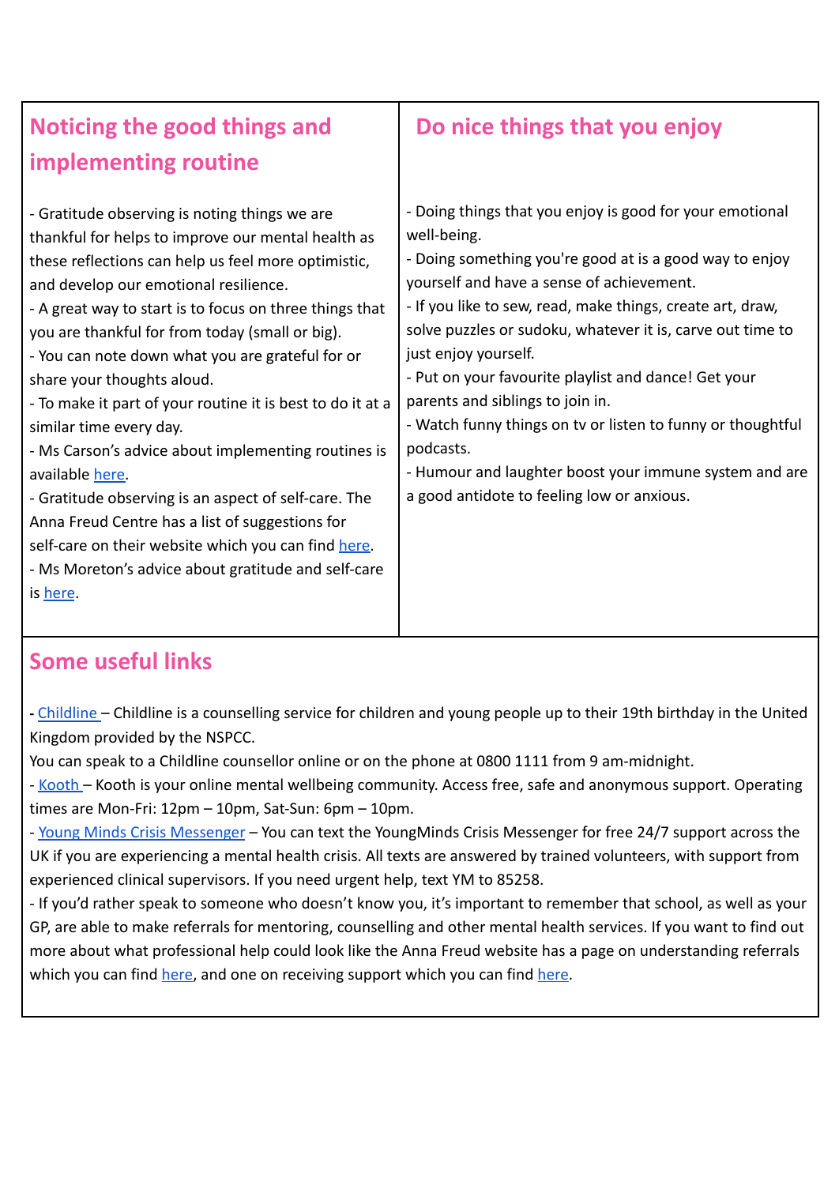## Noticing the good things and implementing routine

- Gratitude observing is noting things we are thankful for helps to improve our mental health as these reflections can help us feel more optimistic, and develop our emotional resilience.
- A great way to start is to focus on three things that you are thankful for from today (small or big).
- You can note down what you are grateful for or share your thoughts aloud.
- To make it part of your routine it is best to do it at a similar time every day.
- Ms Carson's advice about implementing routines is available here.
- Gratitude observing is an aspect of self-care. The Anna Freud Centre has a list of suggestions for self-care on their website which you can find here.
- Ms Moreton's advice about gratitude and self-care is here.

## Do nice things that you enjoy

- Doing things that you enjoy is good for your emotional well-being.
- Doing something you're good at is a good way to enjoy yourself and have a sense of achievement.
- If you like to sew, read, make things, create art, draw, solve puzzles or sudoku, whatever it is, carve out time to just enjoy yourself.
- Put on your favourite playlist and dance! Get your parents and siblings to join in.
- Watch funny things on tv or listen to funny or thoughtful podcasts.
- Humour and laughter boost your immune system and are a good antidote to feeling low or anxious.

## Some useful links

- Childline – Childline is a counselling service for children and young people up to their 19th birthday in the United Kingdom provided by the NSPCC.
You can speak to a Childline counsellor online or on the phone at 0800 1111 from 9 am-midnight.
- Kooth – Kooth is your online mental wellbeing community. Access free, safe and anonymous support. Operating times are Mon-Fri: 12pm – 10pm, Sat-Sun: 6pm – 10pm.
- Young Minds Crisis Messenger – You can text the YoungMinds Crisis Messenger for free 24/7 support across the UK if you are experiencing a mental health crisis. All texts are answered by trained volunteers, with support from experienced clinical supervisors. If you need urgent help, text YM to 85258.
- If you'd rather speak to someone who doesn't know you, it's important to remember that school, as well as your GP, are able to make referrals for mentoring, counselling and other mental health services. If you want to find out more about what professional help could look like the Anna Freud website has a page on understanding referrals which you can find here, and one on receiving support which you can find here.